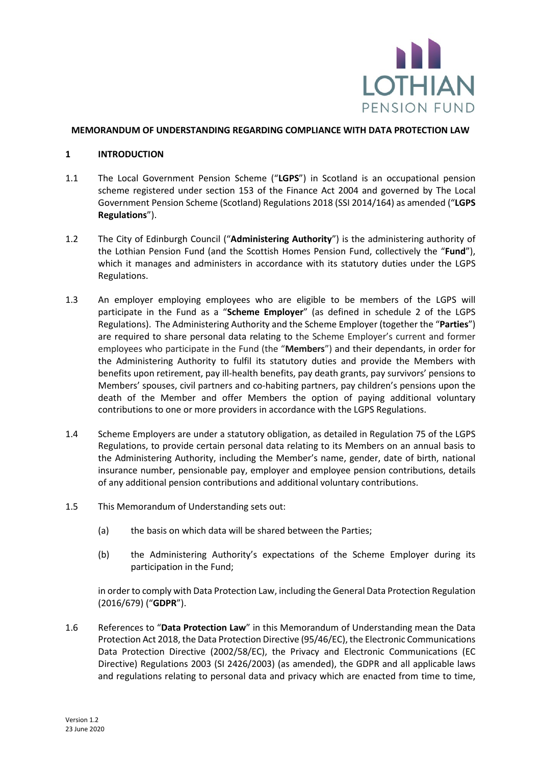**MEMORANDUM OF UNDERSTANDING REGARDING COMPLIANCE WITH DATA PROTECTION LAW**

## 1 INTRODUCTION

1.1 The Local Government Pension Scheme ("**LGPS**") in Scotland is an occupational pension scheme registered under section 153 of the Finance Act 2004 and governed by The Local Government Pension Scheme (Scotland) Regulations 2018 (SSI 2014/164) as amended ("**LGPS Regulations**").

1.2 The City of Edinburgh Council ("**Administering Authority**") is the administering authority of the Lothian Pension Fund (and the Scottish Homes Pension Fund, collectively the "**Fund**"), which it manages and administers in accordance with its statutory duties under the LGPS Regulations.

1.3 An employer employing employees who are eligible to be members of the LGPS will participate in the Fund as a "**Scheme Employer**" (as defined in schedule 2 of the LGPS Regulations). The Administering Authority and the Scheme Employer (together the "**Parties**") are required to share personal data relating to the Scheme Employer's current and former employees who participate in the Fund (the "**Members**") and their dependants, in order for the Administering Authority to fulfil its statutory duties and provide the Members with benefits upon retirement, pay ill-health benefits, pay death grants, pay survivors' pensions to Members' spouses, civil partners and co-habiting partners, pay children's pensions upon the death of the Member and offer Members the option of paying additional voluntary contributions to one or more providers in accordance with the LGPS Regulations.

1.4 Scheme Employers are under a statutory obligation, as detailed in Regulation 75 of the LGPS Regulations, to provide certain personal data relating to its Members on an annual basis to the Administering Authority, including the Member's name, gender, date of birth, national insurance number, pensionable pay, employer and employee pension contributions, details of any additional pension contributions and additional voluntary contributions.

1.5 This Memorandum of Understanding sets out:

(a) the basis on which data will be shared between the Parties;

(b) the Administering Authority's expectations of the Scheme Employer during its participation in the Fund;

in order to comply with Data Protection Law, including the General Data Protection Regulation (2016/679) ("**GDPR**").

1.6 References to "**Data Protection Law**" in this Memorandum of Understanding mean the Data Protection Act 2018, the Data Protection Directive (95/46/EC), the Electronic Communications Data Protection Directive (2002/58/EC), the Privacy and Electronic Communications (EC Directive) Regulations 2003 (SI 2426/2003) (as amended), the GDPR and all applicable laws and regulations relating to personal data and privacy which are enacted from time to time,

Version 1.2
23 June 2020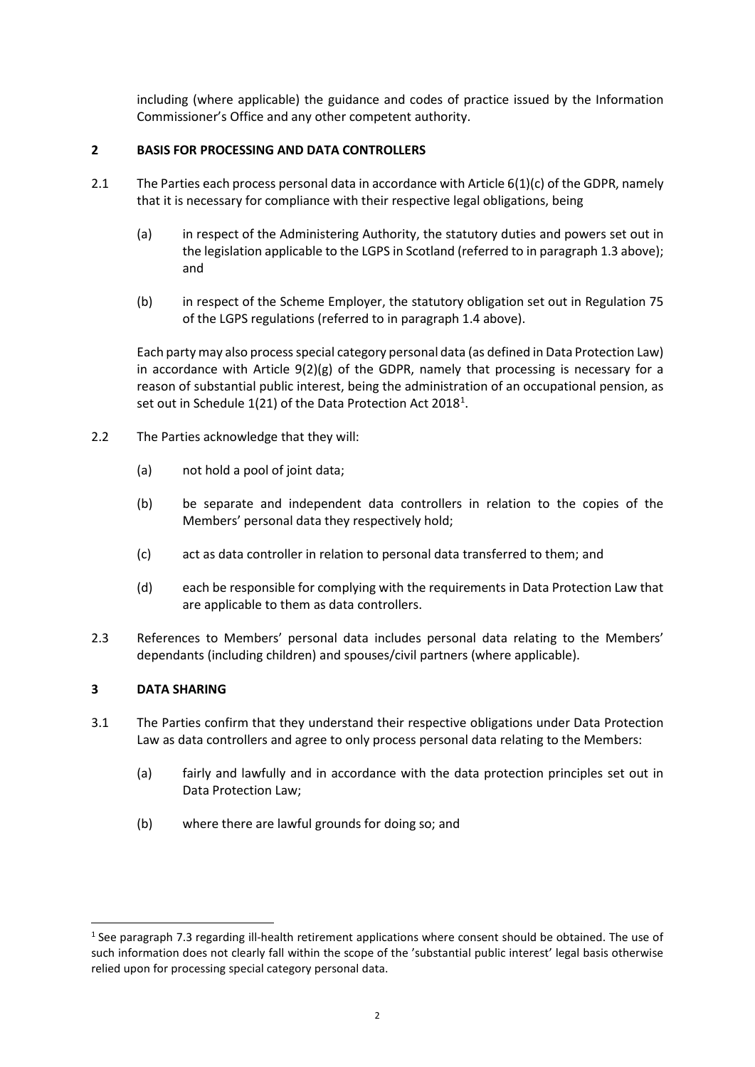including (where applicable) the guidance and codes of practice issued by the Information Commissioner's Office and any other competent authority.

## 2 BASIS FOR PROCESSING AND DATA CONTROLLERS

2.1 The Parties each process personal data in accordance with Article 6(1)(c) of the GDPR, namely that it is necessary for compliance with their respective legal obligations, being

(a) in respect of the Administering Authority, the statutory duties and powers set out in the legislation applicable to the LGPS in Scotland (referred to in paragraph 1.3 above); and

(b) in respect of the Scheme Employer, the statutory obligation set out in Regulation 75 of the LGPS regulations (referred to in paragraph 1.4 above).

Each party may also process special category personal data (as defined in Data Protection Law) in accordance with Article 9(2)(g) of the GDPR, namely that processing is necessary for a reason of substantial public interest, being the administration of an occupational pension, as set out in Schedule 1(21) of the Data Protection Act 2018[1].

2.2 The Parties acknowledge that they will:

(a) not hold a pool of joint data;

(b) be separate and independent data controllers in relation to the copies of the Members' personal data they respectively hold;

(c) act as data controller in relation to personal data transferred to them; and

(d) each be responsible for complying with the requirements in Data Protection Law that are applicable to them as data controllers.

2.3 References to Members' personal data includes personal data relating to the Members' dependants (including children) and spouses/civil partners (where applicable).

## 3 DATA SHARING

3.1 The Parties confirm that they understand their respective obligations under Data Protection Law as data controllers and agree to only process personal data relating to the Members:

(a) fairly and lawfully and in accordance with the data protection principles set out in Data Protection Law;

(b) where there are lawful grounds for doing so; and

---

[1] See paragraph 7.3 regarding ill-health retirement applications where consent should be obtained. The use of such information does not clearly fall within the scope of the 'substantial public interest' legal basis otherwise relied upon for processing special category personal data.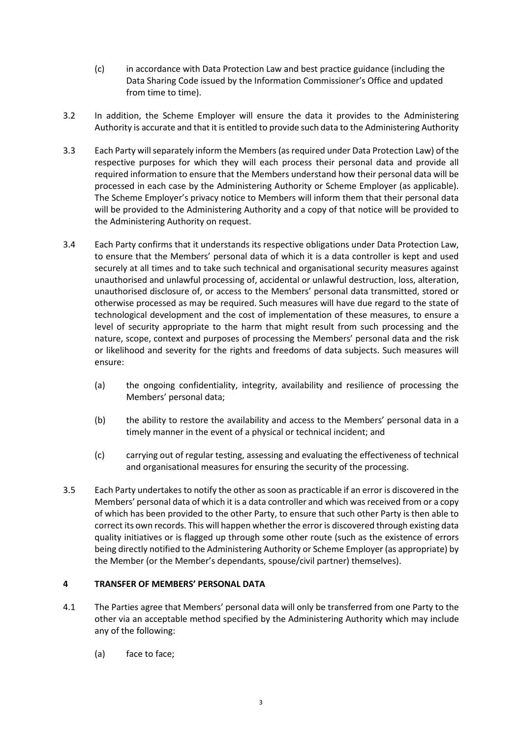(c) in accordance with Data Protection Law and best practice guidance (including the Data Sharing Code issued by the Information Commissioner's Office and updated from time to time).

3.2 In addition, the Scheme Employer will ensure the data it provides to the Administering Authority is accurate and that it is entitled to provide such data to the Administering Authority

3.3 Each Party will separately inform the Members (as required under Data Protection Law) of the respective purposes for which they will each process their personal data and provide all required information to ensure that the Members understand how their personal data will be processed in each case by the Administering Authority or Scheme Employer (as applicable). The Scheme Employer's privacy notice to Members will inform them that their personal data will be provided to the Administering Authority and a copy of that notice will be provided to the Administering Authority on request.

3.4 Each Party confirms that it understands its respective obligations under Data Protection Law, to ensure that the Members' personal data of which it is a data controller is kept and used securely at all times and to take such technical and organisational security measures against unauthorised and unlawful processing of, accidental or unlawful destruction, loss, alteration, unauthorised disclosure of, or access to the Members' personal data transmitted, stored or otherwise processed as may be required. Such measures will have due regard to the state of technological development and the cost of implementation of these measures, to ensure a level of security appropriate to the harm that might result from such processing and the nature, scope, context and purposes of processing the Members' personal data and the risk or likelihood and severity for the rights and freedoms of data subjects. Such measures will ensure:

(a) the ongoing confidentiality, integrity, availability and resilience of processing the Members' personal data;

(b) the ability to restore the availability and access to the Members' personal data in a timely manner in the event of a physical or technical incident; and

(c) carrying out of regular testing, assessing and evaluating the effectiveness of technical and organisational measures for ensuring the security of the processing.

3.5 Each Party undertakes to notify the other as soon as practicable if an error is discovered in the Members' personal data of which it is a data controller and which was received from or a copy of which has been provided to the other Party, to ensure that such other Party is then able to correct its own records. This will happen whether the error is discovered through existing data quality initiatives or is flagged up through some other route (such as the existence of errors being directly notified to the Administering Authority or Scheme Employer (as appropriate) by the Member (or the Member's dependants, spouse/civil partner) themselves).

## 4 TRANSFER OF MEMBERS' PERSONAL DATA

4.1 The Parties agree that Members' personal data will only be transferred from one Party to the other via an acceptable method specified by the Administering Authority which may include any of the following:

(a) face to face;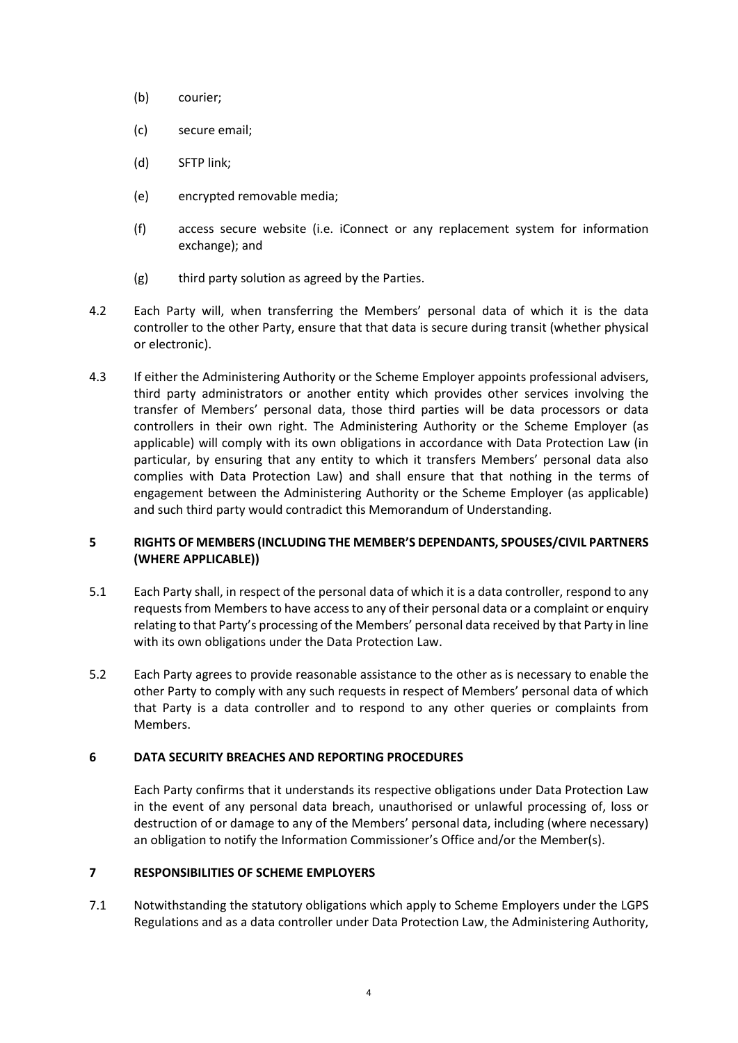(b) courier;

(c) secure email;

(d) SFTP link;

(e) encrypted removable media;

(f) access secure website (i.e. iConnect or any replacement system for information exchange); and

(g) third party solution as agreed by the Parties.

4.2 Each Party will, when transferring the Members' personal data of which it is the data controller to the other Party, ensure that that data is secure during transit (whether physical or electronic).

4.3 If either the Administering Authority or the Scheme Employer appoints professional advisers, third party administrators or another entity which provides other services involving the transfer of Members' personal data, those third parties will be data processors or data controllers in their own right. The Administering Authority or the Scheme Employer (as applicable) will comply with its own obligations in accordance with Data Protection Law (in particular, by ensuring that any entity to which it transfers Members' personal data also complies with Data Protection Law) and shall ensure that that nothing in the terms of engagement between the Administering Authority or the Scheme Employer (as applicable) and such third party would contradict this Memorandum of Understanding.

## 5 RIGHTS OF MEMBERS (INCLUDING THE MEMBER'S DEPENDANTS, SPOUSES/CIVIL PARTNERS (WHERE APPLICABLE))

5.1 Each Party shall, in respect of the personal data of which it is a data controller, respond to any requests from Members to have access to any of their personal data or a complaint or enquiry relating to that Party's processing of the Members' personal data received by that Party in line with its own obligations under the Data Protection Law.

5.2 Each Party agrees to provide reasonable assistance to the other as is necessary to enable the other Party to comply with any such requests in respect of Members' personal data of which that Party is a data controller and to respond to any other queries or complaints from Members.

## 6 DATA SECURITY BREACHES AND REPORTING PROCEDURES

Each Party confirms that it understands its respective obligations under Data Protection Law in the event of any personal data breach, unauthorised or unlawful processing of, loss or destruction of or damage to any of the Members' personal data, including (where necessary) an obligation to notify the Information Commissioner's Office and/or the Member(s).

## 7 RESPONSIBILITIES OF SCHEME EMPLOYERS

7.1 Notwithstanding the statutory obligations which apply to Scheme Employers under the LGPS Regulations and as a data controller under Data Protection Law, the Administering Authority,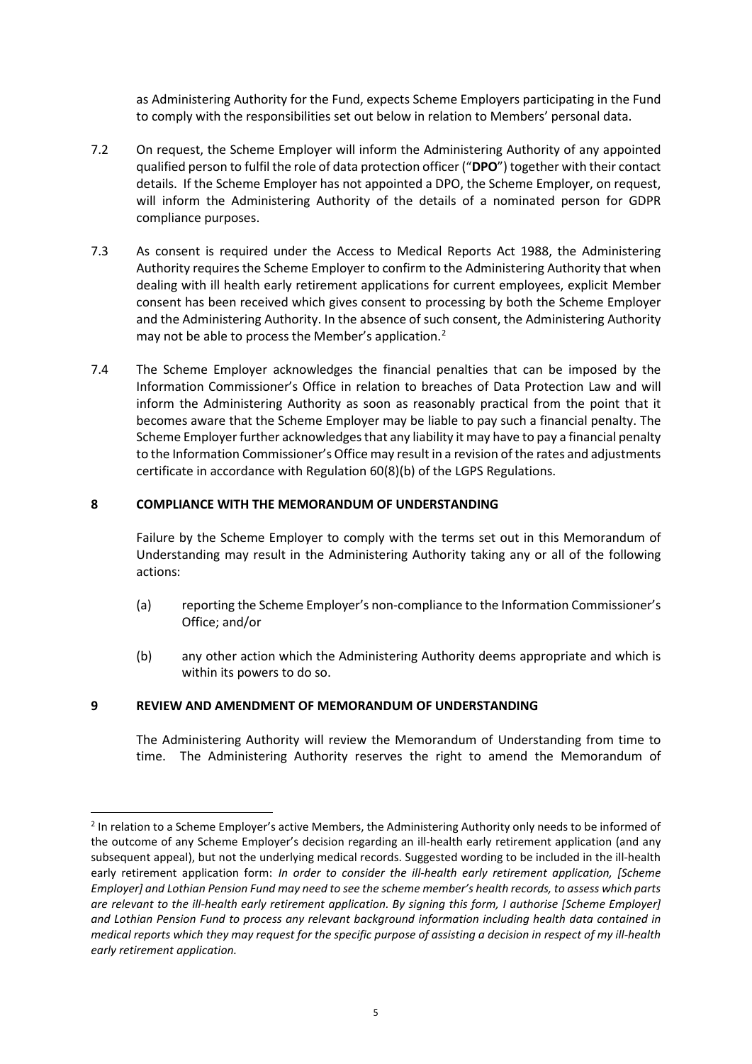as Administering Authority for the Fund, expects Scheme Employers participating in the Fund to comply with the responsibilities set out below in relation to Members' personal data.

7.2 On request, the Scheme Employer will inform the Administering Authority of any appointed qualified person to fulfil the role of data protection officer ("**DPO**") together with their contact details. If the Scheme Employer has not appointed a DPO, the Scheme Employer, on request, will inform the Administering Authority of the details of a nominated person for GDPR compliance purposes.

7.3 As consent is required under the Access to Medical Reports Act 1988, the Administering Authority requires the Scheme Employer to confirm to the Administering Authority that when dealing with ill health early retirement applications for current employees, explicit Member consent has been received which gives consent to processing by both the Scheme Employer and the Administering Authority. In the absence of such consent, the Administering Authority may not be able to process the Member's application.[2]

7.4 The Scheme Employer acknowledges the financial penalties that can be imposed by the Information Commissioner's Office in relation to breaches of Data Protection Law and will inform the Administering Authority as soon as reasonably practical from the point that it becomes aware that the Scheme Employer may be liable to pay such a financial penalty. The Scheme Employer further acknowledges that any liability it may have to pay a financial penalty to the Information Commissioner's Office may result in a revision of the rates and adjustments certificate in accordance with Regulation 60(8)(b) of the LGPS Regulations.

## 8 COMPLIANCE WITH THE MEMORANDUM OF UNDERSTANDING

Failure by the Scheme Employer to comply with the terms set out in this Memorandum of Understanding may result in the Administering Authority taking any or all of the following actions:

(a) reporting the Scheme Employer's non-compliance to the Information Commissioner's Office; and/or

(b) any other action which the Administering Authority deems appropriate and which is within its powers to do so.

## 9 REVIEW AND AMENDMENT OF MEMORANDUM OF UNDERSTANDING

The Administering Authority will review the Memorandum of Understanding from time to time. The Administering Authority reserves the right to amend the Memorandum of

---

[2] In relation to a Scheme Employer's active Members, the Administering Authority only needs to be informed of the outcome of any Scheme Employer's decision regarding an ill-health early retirement application (and any subsequent appeal), but not the underlying medical records. Suggested wording to be included in the ill-health early retirement application form: *In order to consider the ill-health early retirement application, [Scheme Employer] and Lothian Pension Fund may need to see the scheme member's health records, to assess which parts are relevant to the ill-health early retirement application. By signing this form, I authorise [Scheme Employer] and Lothian Pension Fund to process any relevant background information including health data contained in medical reports which they may request for the specific purpose of assisting a decision in respect of my ill-health early retirement application.*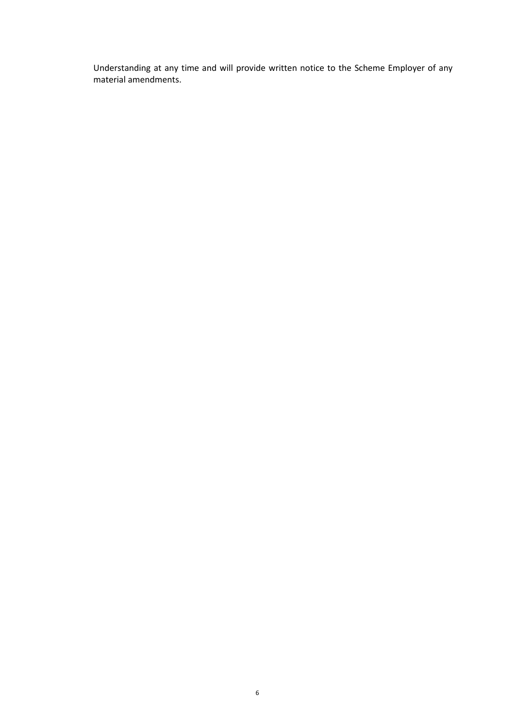Understanding at any time and will provide written notice to the Scheme Employer of any material amendments.